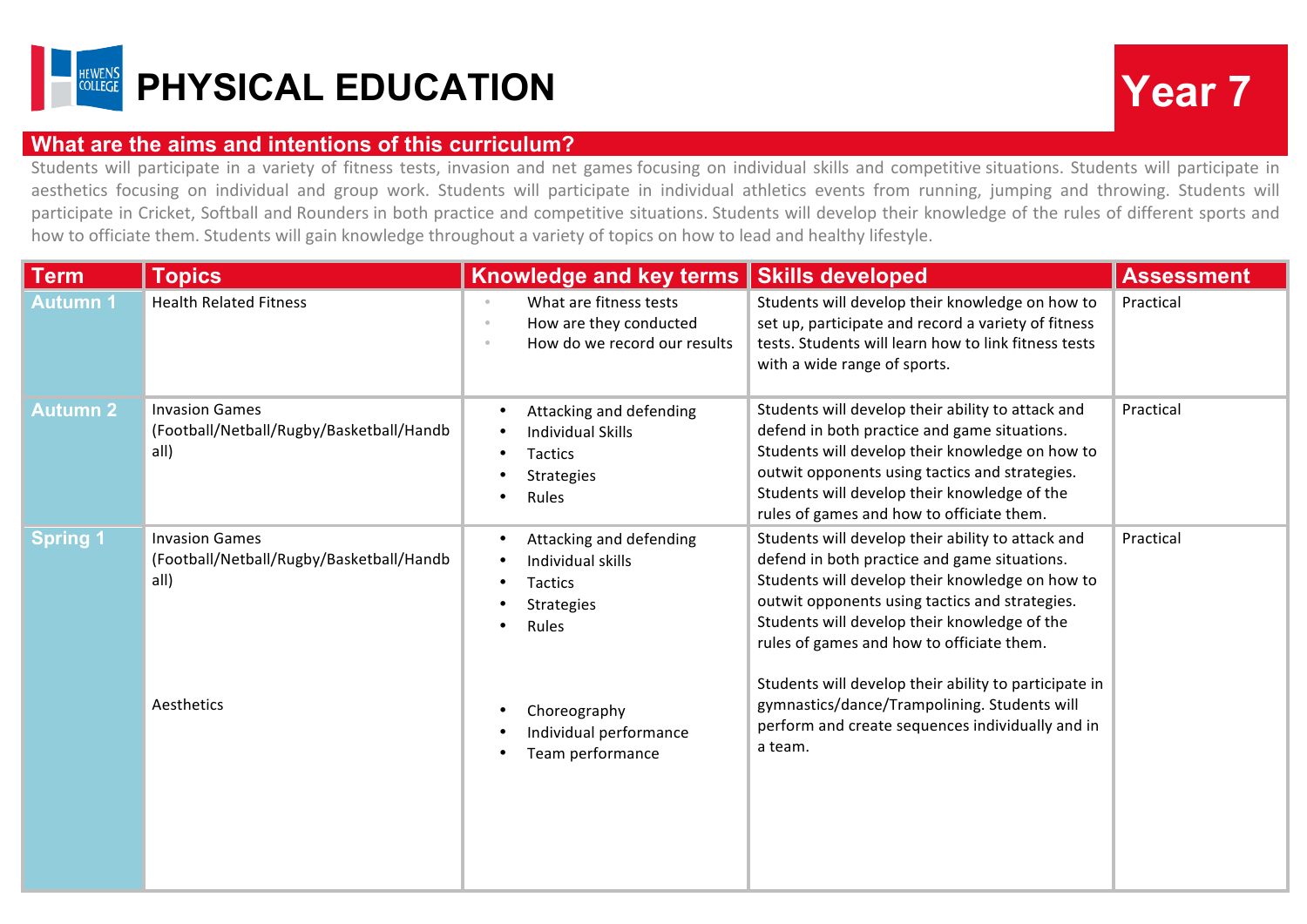# PHYSICAL EDUCATION

**Year 7**

## What are the aims and intentions of this curriculum?

Students will participate in a variety of fitness tests, invasion and net games focusing on individual skills and competitive situations. Students will participate in aesthetics focusing on individual and group work. Students will participate in individual athletics events from running, jumping and throwing. Students will participate in Cricket, Softball and Rounders in both practice and competitive situations. Students will develop their knowledge of the rules of different sports and how to officiate them. Students will gain knowledge throughout a variety of topics on how to lead and healthy lifestyle.

| Term | Topics | Knowledge and key terms | Skills developed | Assessment |
|---|---|---|---|---|
| Autumn 1 | Health Related Fitness | • What are fitness tests<br>• How are they conducted<br>• How do we record our results | Students will develop their knowledge on how to set up, participate and record a variety of fitness tests. Students will learn how to link fitness tests with a wide range of sports. | Practical |
| Autumn 2 | Invasion Games (Football/Netball/Rugby/Basketball/Handball) | • Attacking and defending<br>• Individual Skills<br>• Tactics<br>• Strategies<br>• Rules | Students will develop their ability to attack and defend in both practice and game situations. Students will develop their knowledge on how to outwit opponents using tactics and strategies. Students will develop their knowledge of the rules of games and how to officiate them. | Practical |
| Spring 1 | Invasion Games (Football/Netball/Rugby/Basketball/Handball)<br><br>Aesthetics | • Attacking and defending<br>• Individual skills<br>• Tactics<br>• Strategies<br>• Rules<br><br>• Choreography<br>• Individual performance<br>• Team performance | Students will develop their ability to attack and defend in both practice and game situations. Students will develop their knowledge on how to outwit opponents using tactics and strategies. Students will develop their knowledge of the rules of games and how to officiate them.<br><br>Students will develop their ability to participate in gymnastics/dance/Trampolining. Students will perform and create sequences individually and in a team. | Practical |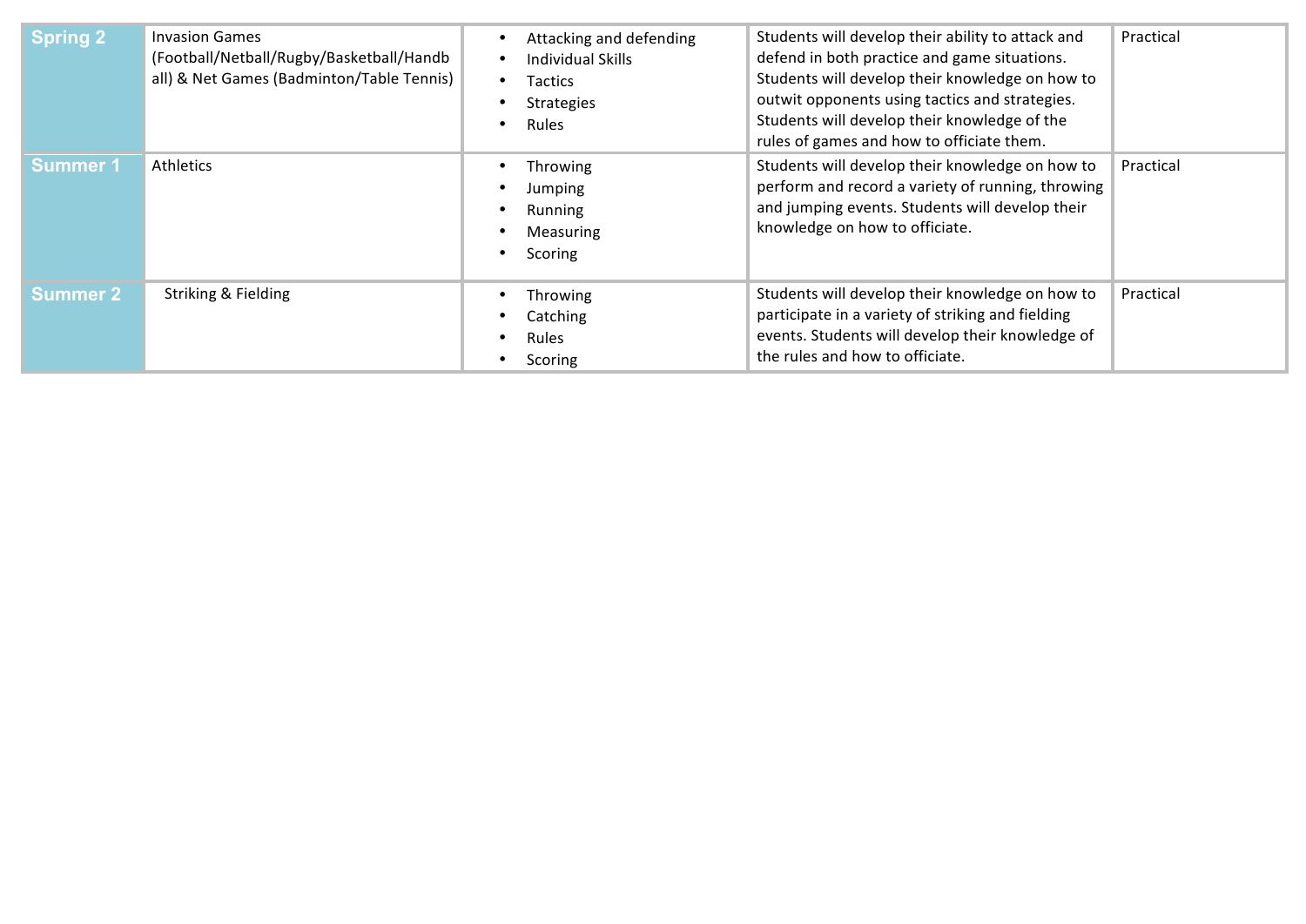| | | | | |
|---|---|---|---|---|
| **Spring 2** | Invasion Games (Football/Netball/Rugby/Basketball/Handball) & Net Games (Badminton/Table Tennis) | • Attacking and defending<br>• Individual Skills<br>• Tactics<br>• Strategies<br>• Rules | Students will develop their ability to attack and defend in both practice and game situations. Students will develop their knowledge on how to outwit opponents using tactics and strategies. Students will develop their knowledge of the rules of games and how to officiate them. | Practical |
| **Summer 1** | Athletics | • Throwing<br>• Jumping<br>• Running<br>• Measuring<br>• Scoring | Students will develop their knowledge on how to perform and record a variety of running, throwing and jumping events. Students will develop their knowledge on how to officiate. | Practical |
| **Summer 2** | Striking & Fielding | • Throwing<br>• Catching<br>• Rules<br>• Scoring | Students will develop their knowledge on how to participate in a variety of striking and fielding events. Students will develop their knowledge of the rules and how to officiate. | Practical |